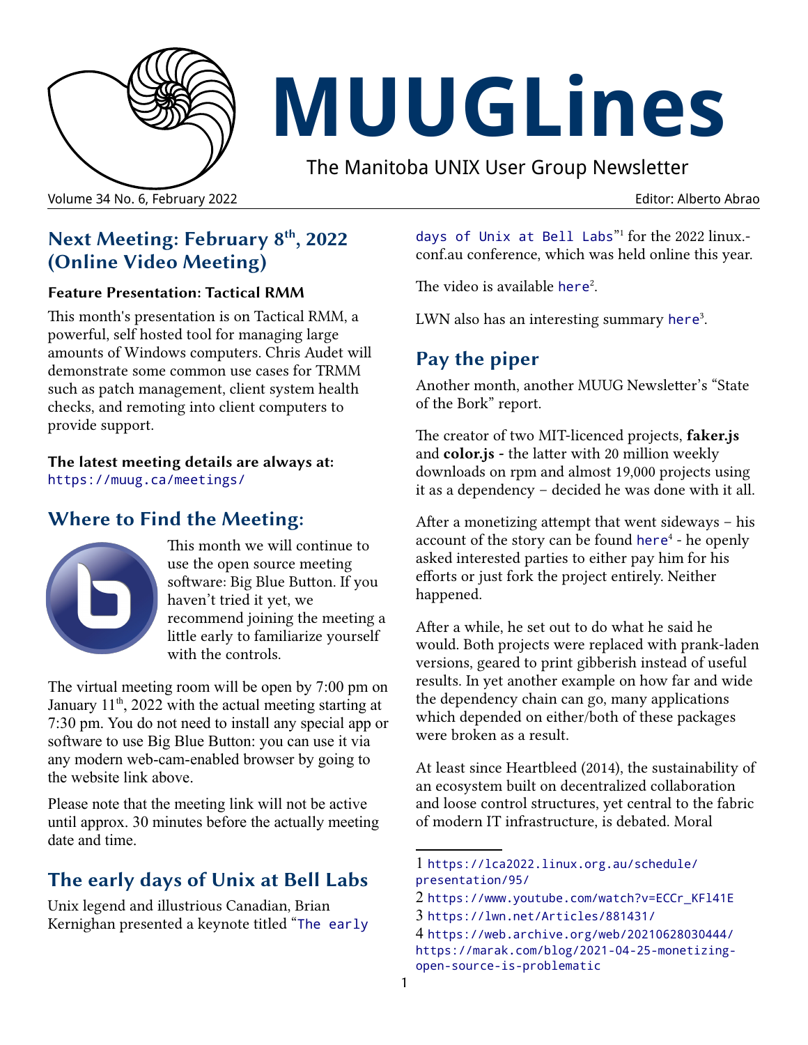# MUUGLines

The Manitoba UNIX User Group Newsletter

Volume 34 No. 6, February 2022 — Editor: Alberto Abrao

## Next Meeting: February 8th, 2022 (Online Video Meeting)

**Feature Presentation: Tactical RMM**

This month's presentation is on Tactical RMM, a powerful, self hosted tool for managing large amounts of Windows computers. Chris Audet will demonstrate some common use cases for TRMM such as patch management, client system health checks, and remoting into client computers to provide support.

**The latest meeting details are always at:**
https://muug.ca/meetings/

## Where to Find the Meeting:

This month we will continue to use the open source meeting software: Big Blue Button. If you haven't tried it yet, we recommend joining the meeting a little early to familiarize yourself with the controls.

The virtual meeting room will be open by 7:00 pm on January 11th, 2022 with the actual meeting starting at 7:30 pm. You do not need to install any special app or software to use Big Blue Button: you can use it via any modern web-cam-enabled browser by going to the website link above.

Please note that the meeting link will not be active until approx. 30 minutes before the actually meeting date and time.

## The early days of Unix at Bell Labs

Unix legend and illustrious Canadian, Brian Kernighan presented a keynote titled "The early days of Unix at Bell Labs"[1] for the 2022 linux.conf.au conference, which was held online this year.

The video is available here[2].

LWN also has an interesting summary here[3].

## Pay the piper

Another month, another MUUG Newsletter's "State of the Bork" report.

The creator of two MIT-licenced projects, **faker.js** and **color.js** - the latter with 20 million weekly downloads on rpm and almost 19,000 projects using it as a dependency – decided he was done with it all.

After a monetizing attempt that went sideways – his account of the story can be found here[4] - he openly asked interested parties to either pay him for his efforts or just fork the project entirely. Neither happened.

After a while, he set out to do what he said he would. Both projects were replaced with prank-laden versions, geared to print gibberish instead of useful results. In yet another example on how far and wide the dependency chain can go, many applications which depended on either/both of these packages were broken as a result.

At least since Heartbleed (2014), the sustainability of an ecosystem built on decentralized collaboration and loose control structures, yet central to the fabric of modern IT infrastructure, is debated. Moral

---

1 https://lca2022.linux.org.au/schedule/presentation/95/

2 https://www.youtube.com/watch?v=ECCr_KFl41E

3 https://lwn.net/Articles/881431/

4 https://web.archive.org/web/20210628030444/https://marak.com/blog/2021-04-25-monetizing-open-source-is-problematic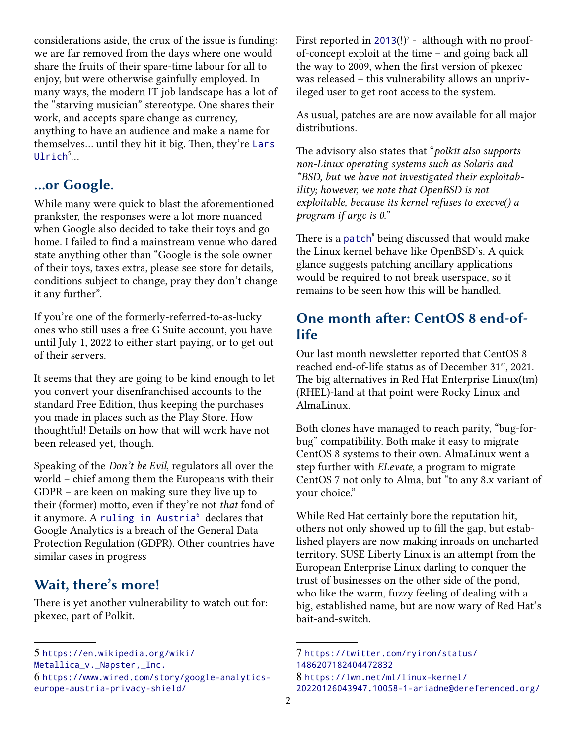considerations aside, the crux of the issue is funding: we are far removed from the days where one would share the fruits of their spare-time labour for all to enjoy, but were otherwise gainfully employed. In many ways, the modern IT job landscape has a lot of the "starving musician" stereotype. One shares their work, and accepts spare change as currency, anything to have an audience and make a name for themselves… until they hit it big. Then, they're Lars Ulrich[5]…

## …or Google.

While many were quick to blast the aforementioned prankster, the responses were a lot more nuanced when Google also decided to take their toys and go home. I failed to find a mainstream venue who dared state anything other than "Google is the sole owner of their toys, taxes extra, please see store for details, conditions subject to change, pray they don't change it any further".

If you're one of the formerly-referred-to-as-lucky ones who still uses a free G Suite account, you have until July 1, 2022 to either start paying, or to get out of their servers.

It seems that they are going to be kind enough to let you convert your disenfranchised accounts to the standard Free Edition, thus keeping the purchases you made in places such as the Play Store. How thoughtful! Details on how that will work have not been released yet, though.

Speaking of the *Don't be Evil*, regulators all over the world – chief among them the Europeans with their GDPR – are keen on making sure they live up to their (former) motto, even if they're not *that* fond of it anymore. A ruling in Austria[6] declares that Google Analytics is a breach of the General Data Protection Regulation (GDPR). Other countries have similar cases in progress

## Wait, there's more!

There is yet another vulnerability to watch out for: pkexec, part of Polkit.

First reported in 2013(!)[7] - although with no proof-of-concept exploit at the time – and going back all the way to 2009, when the first version of pkexec was released – this vulnerability allows an unprivileged user to get root access to the system.

As usual, patches are are now available for all major distributions.

The advisory also states that "*polkit also supports non-Linux operating systems such as Solaris and *BSD, but we have not investigated their exploitability; however, we note that OpenBSD is not exploitable, because its kernel refuses to execve() a program if argc is 0.*"

There is a patch[8] being discussed that would make the Linux kernel behave like OpenBSD's. A quick glance suggests patching ancillary applications would be required to not break userspace, so it remains to be seen how this will be handled.

## One month after: CentOS 8 end-of-life

Our last month newsletter reported that CentOS 8 reached end-of-life status as of December 31st, 2021. The big alternatives in Red Hat Enterprise Linux(tm) (RHEL)-land at that point were Rocky Linux and AlmaLinux.

Both clones have managed to reach parity, "bug-for-bug" compatibility. Both make it easy to migrate CentOS 8 systems to their own. AlmaLinux went a step further with *ELevate*, a program to migrate CentOS 7 not only to Alma, but "to any 8.x variant of your choice."

While Red Hat certainly bore the reputation hit, others not only showed up to fill the gap, but established players are now making inroads on uncharted territory. SUSE Liberty Linux is an attempt from the European Enterprise Linux darling to conquer the trust of businesses on the other side of the pond, who like the warm, fuzzy feeling of dealing with a big, established name, but are now wary of Red Hat's bait-and-switch.

---

5 https://en.wikipedia.org/wiki/Metallica_v._Napster,_Inc.

6 https://www.wired.com/story/google-analytics-europe-austria-privacy-shield/

7 https://twitter.com/ryiron/status/1486207182404472832

8 https://lwn.net/ml/linux-kernel/20220126043947.10058-1-ariadne@dereferenced.org/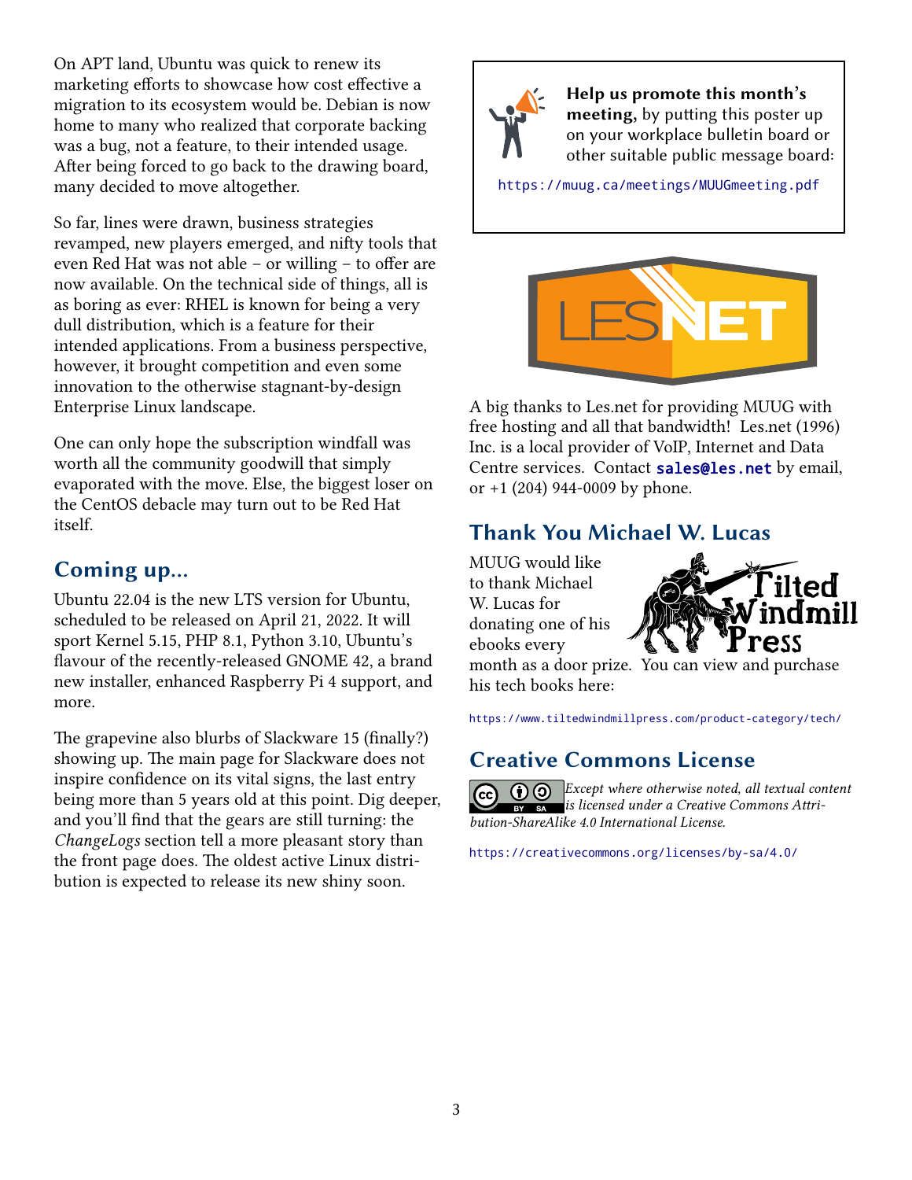On APT land, Ubuntu was quick to renew its marketing efforts to showcase how cost effective a migration to its ecosystem would be. Debian is now home to many who realized that corporate backing was a bug, not a feature, to their intended usage. After being forced to go back to the drawing board, many decided to move altogether.

So far, lines were drawn, business strategies revamped, new players emerged, and nifty tools that even Red Hat was not able – or willing – to offer are now available. On the technical side of things, all is as boring as ever: RHEL is known for being a very dull distribution, which is a feature for their intended applications. From a business perspective, however, it brought competition and even some innovation to the otherwise stagnant-by-design Enterprise Linux landscape.

One can only hope the subscription windfall was worth all the community goodwill that simply evaporated with the move. Else, the biggest loser on the CentOS debacle may turn out to be Red Hat itself.

## Coming up...

Ubuntu 22.04 is the new LTS version for Ubuntu, scheduled to be released on April 21, 2022. It will sport Kernel 5.15, PHP 8.1, Python 3.10, Ubuntu's flavour of the recently-released GNOME 42, a brand new installer, enhanced Raspberry Pi 4 support, and more.

The grapevine also blurbs of Slackware 15 (finally?) showing up. The main page for Slackware does not inspire confidence on its vital signs, the last entry being more than 5 years old at this point. Dig deeper, and you'll find that the gears are still turning: the *ChangeLogs* section tell a more pleasant story than the front page does. The oldest active Linux distribution is expected to release its new shiny soon.

**Help us promote this month's meeting**, by putting this poster up on your workplace bulletin board or other suitable public message board:

https://muug.ca/meetings/MUUGmeeting.pdf

A big thanks to Les.net for providing MUUG with free hosting and all that bandwidth! Les.net (1996) Inc. is a local provider of VoIP, Internet and Data Centre services. Contact **sales@les.net** by email, or +1 (204) 944-0009 by phone.

## Thank You Michael W. Lucas

MUUG would like to thank Michael W. Lucas for donating one of his ebooks every month as a door prize. You can view and purchase his tech books here:

https://www.tiltedwindmillpress.com/product-category/tech/

## Creative Commons License

*Except where otherwise noted, all textual content is licensed under a Creative Commons Attribution-ShareAlike 4.0 International License.*

https://creativecommons.org/licenses/by-sa/4.0/